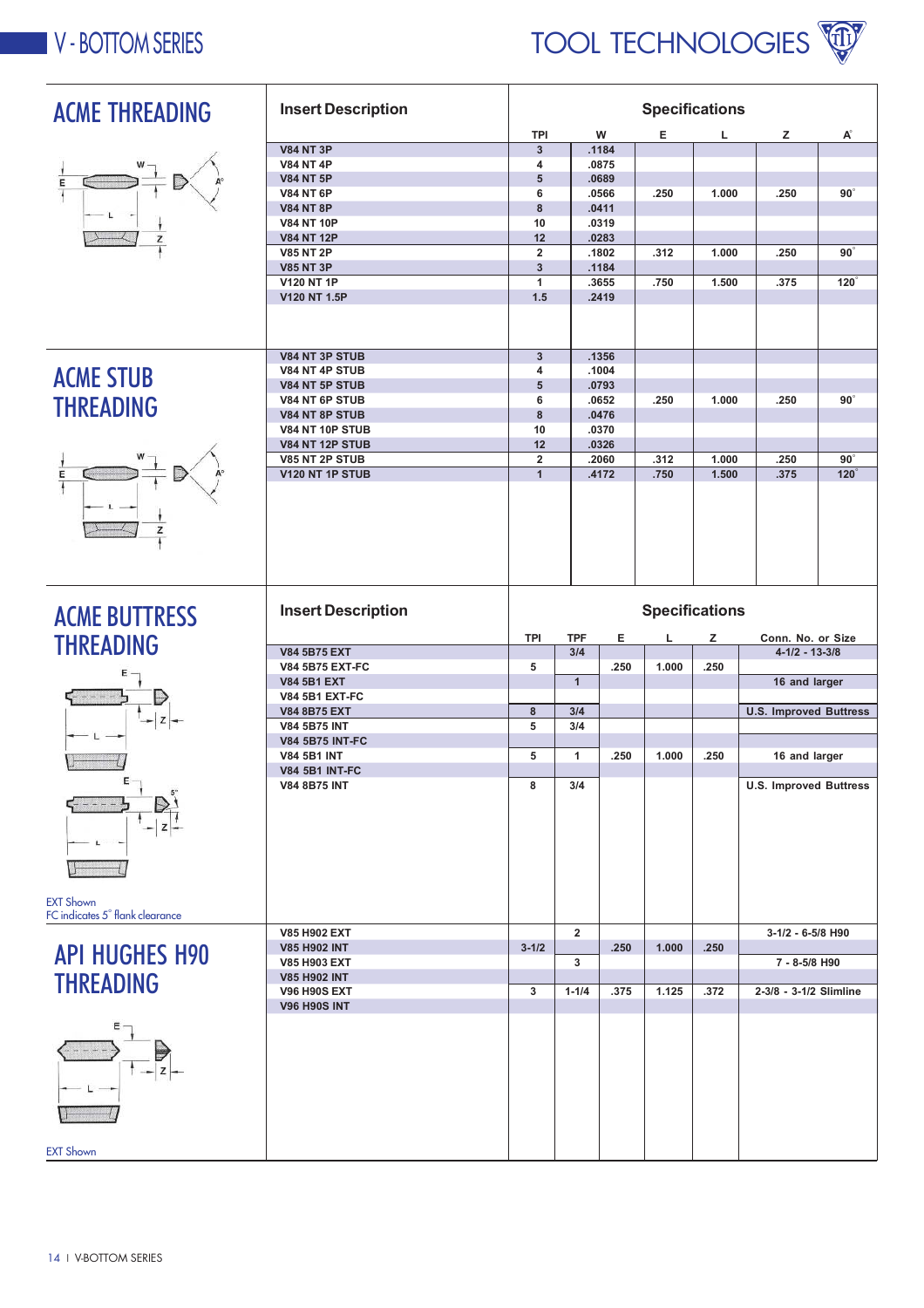## ACME THREADING

| Insert Description | TPI | W | E | L | Z | A° |
|---|---|---|---|---|---|---|
| V84 NT 3P | 3 | .1184 | | | | |
| V84 NT 4P | 4 | .0875 | | | | |
| V84 NT 5P | 5 | .0689 | | | | |
| V84 NT 6P | 6 | .0566 | .250 | 1.000 | .250 | 90° |
| V84 NT 8P | 8 | .0411 | | | | |
| V84 NT 10P | 10 | .0319 | | | | |
| V84 NT 12P | 12 | .0283 | | | | |
| V85 NT 2P | 2 | .1802 | .312 | 1.000 | .250 | 90° |
| V85 NT 3P | 3 | .1184 | | | | |
| V120 NT 1P | 1 | .3655 | .750 | 1.500 | .375 | 120° |
| V120 NT 1.5P | 1.5 | .2419 | | | | |

## ACME STUB THREADING

| Insert Description | TPI | W | E | L | Z | A° |
|---|---|---|---|---|---|---|
| V84 NT 3P STUB | 3 | .1356 | | | | |
| V84 NT 4P STUB | 4 | .1004 | | | | |
| V84 NT 5P STUB | 5 | .0793 | | | | |
| V84 NT 6P STUB | 6 | .0652 | .250 | 1.000 | .250 | 90° |
| V84 NT 8P STUB | 8 | .0476 | | | | |
| V84 NT 10P STUB | 10 | .0370 | | | | |
| V84 NT 12P STUB | 12 | .0326 | | | | |
| V85 NT 2P STUB | 2 | .2060 | .312 | 1.000 | .250 | 90° |
| V120 NT 1P STUB | 1 | .4172 | .750 | 1.500 | .375 | 120° |

## ACME BUTTRESS THREADING

| Insert Description | TPI | TPF | E | L | Z | Conn. No. or Size |
|---|---|---|---|---|---|---|
| V84 5B75 EXT | | 3/4 | | | | 4-1/2 - 13-3/8 |
| V84 5B75 EXT-FC | 5 | | .250 | 1.000 | .250 | |
| V84 5B1 EXT | | 1 | | | | 16 and larger |
| V84 5B1 EXT-FC | | | | | | |
| V84 8B75 EXT | 8 | 3/4 | | | | U.S. Improved Buttress |
| V84 5B75 INT | 5 | 3/4 | | | | |
| V84 5B75 INT-FC | | | | | | |
| V84 5B1 INT | 5 | 1 | .250 | 1.000 | .250 | 16 and larger |
| V84 5B1 INT-FC | | | | | | |
| V84 8B75 INT | 8 | 3/4 | | | | U.S. Improved Buttress |

EXT Shown
FC indicates 5° flank clearance

## API HUGHES H90 THREADING

| Insert Description | TPI | TPF | E | L | Z | Conn. No. or Size |
|---|---|---|---|---|---|---|
| V85 H902 EXT | | 2 | | | | 3-1/2 - 6-5/8 H90 |
| V85 H902 INT | 3-1/2 | | .250 | 1.000 | .250 | |
| V85 H903 EXT | | 3 | | | | 7 - 8-5/8 H90 |
| V85 H902 INT | | | | | | |
| V96 H90S EXT | 3 | 1-1/4 | .375 | 1.125 | .372 | 2-3/8 - 3-1/2 Slimline |
| V96 H90S INT | | | | | | |

EXT Shown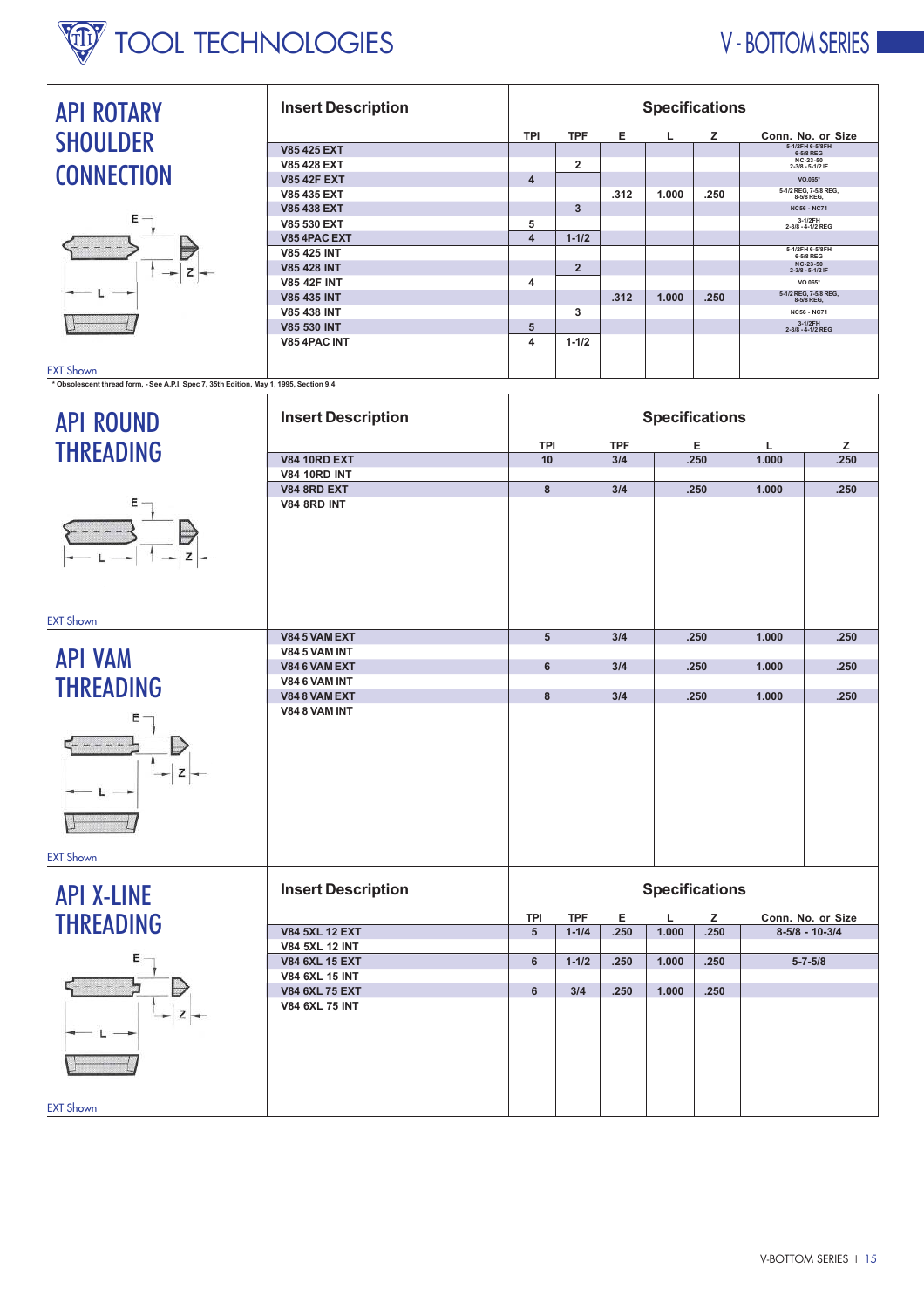## API ROTARY SHOULDER CONNECTION

EXT Shown

| Insert Description | TPI | TPF | E | L | Z | Conn. No. or Size |
|---|---|---|---|---|---|---|
| V85 425 EXT | | | | | | 5-1/2FH 6-5/8FH 6-5/8 REG |
| V85 428 EXT | | 2 | | | | NC-23-50 2-3/8 - 5-1/2 IF |
| V85 42F EXT | 4 | | | | | VO.065* |
| V85 435 EXT | | | .312 | 1.000 | .250 | 5-1/2 REG, 7-5/8 REG, 8-5/8 REG, |
| V85 438 EXT | | 3 | | | | NC56 - NC71 |
| V85 530 EXT | 5 | | | | | 3-1/2FH 2-3/8 - 4-1/2 REG |
| V85 4PAC EXT | 4 | 1-1/2 | | | | |
| V85 425 INT | | | | | | 5-1/2FH 6-5/8FH 6-5/8 REG |
| V85 428 INT | | 2 | | | | NC-23-50 2-3/8 - 5-1/2 IF |
| V85 42F INT | 4 | | | | | VO.065* |
| V85 435 INT | | | .312 | 1.000 | .250 | 5-1/2 REG, 7-5/8 REG, 8-5/8 REG, |
| V85 438 INT | | 3 | | | | NC56 - NC71 |
| V85 530 INT | 5 | | | | | 3-1/2FH 2-3/8 - 4-1/2 REG |
| V85 4PAC INT | 4 | 1-1/2 | | | | |

* Obsolescent thread form, - See A.P.I. Spec 7, 35th Edition, May 1, 1995, Section 9.4

## API ROUND THREADING

EXT Shown

| Insert Description | TPI | TPF | E | L | Z |
|---|---|---|---|---|---|
| V84 10RD EXT | 10 | 3/4 | .250 | 1.000 | .250 |
| V84 10RD INT | | | | | |
| V84 8RD EXT | 8 | 3/4 | .250 | 1.000 | .250 |
| V84 8RD INT | | | | | |

## API VAM THREADING

EXT Shown

| Insert Description | TPI | TPF | E | L | Z |
|---|---|---|---|---|---|
| V84 5 VAM EXT | 5 | 3/4 | .250 | 1.000 | .250 |
| V84 5 VAM INT | | | | | |
| V84 6 VAM EXT | 6 | 3/4 | .250 | 1.000 | .250 |
| V84 6 VAM INT | | | | | |
| V84 8 VAM EXT | 8 | 3/4 | .250 | 1.000 | .250 |
| V84 8 VAM INT | | | | | |

## API X-LINE THREADING

EXT Shown

| Insert Description | TPI | TPF | E | L | Z | Conn. No. or Size |
|---|---|---|---|---|---|---|
| V84 5XL 12 EXT | 5 | 1-1/4 | .250 | 1.000 | .250 | 8-5/8 - 10-3/4 |
| V84 5XL 12 INT | | | | | | |
| V84 6XL 15 EXT | 6 | 1-1/2 | .250 | 1.000 | .250 | 5-7-5/8 |
| V84 6XL 15 INT | | | | | | |
| V84 6XL 75 EXT | 6 | 3/4 | .250 | 1.000 | .250 | |
| V84 6XL 75 INT | | | | | | |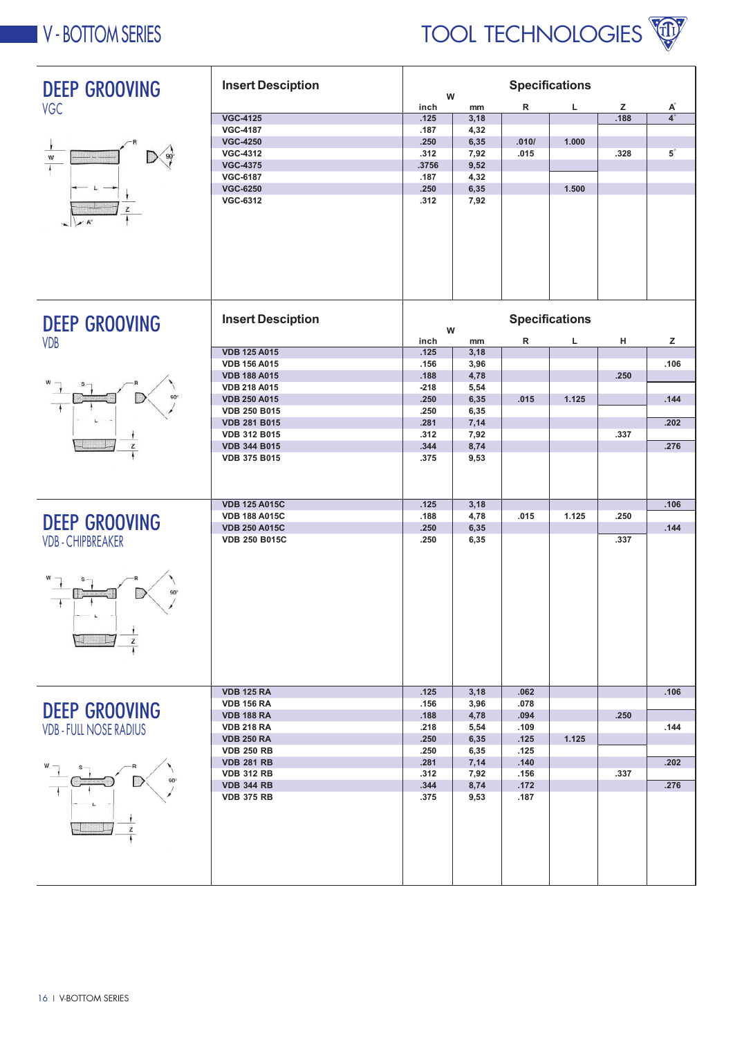## DEEP GROOVING

### VGC

| Insert Desciption | W inch | W mm | R | L | Z | A° |
|---|---|---|---|---|---|---|
| VGC-4125 | .125 | 3,18 | | | .188 | 4° |
| VGC-4187 | .187 | 4,32 | | | | |
| VGC-4250 | .250 | 6,35 | .010/ | 1.000 | | |
| VGC-4312 | .312 | 7,92 | .015 | | .328 | 5° |
| VGC-4375 | .3756 | 9,52 | | | | |
| VGC-6187 | .187 | 4,32 | | | | |
| VGC-6250 | .250 | 6,35 | | 1.500 | | |
| VGC-6312 | .312 | 7,92 | | | | |

## DEEP GROOVING

### VDB

| Insert Desciption | W inch | W mm | R | L | H | Z |
|---|---|---|---|---|---|---|
| VDB 125 A015 | .125 | 3,18 | | | | |
| VDB 156 A015 | .156 | 3,96 | | | | .106 |
| VDB 188 A015 | .188 | 4,78 | | | .250 | |
| VDB 218 A015 | -218 | 5,54 | | | | |
| VDB 250 A015 | .250 | 6,35 | .015 | 1.125 | | .144 |
| VDB 250 B015 | .250 | 6,35 | | | | |
| VDB 281 B015 | .281 | 7,14 | | | | .202 |
| VDB 312 B015 | .312 | 7,92 | | | .337 | |
| VDB 344 B015 | .344 | 8,74 | | | | .276 |
| VDB 375 B015 | .375 | 9,53 | | | | |

## DEEP GROOVING

### VDB - CHIPBREAKER

| Insert Desciption | W inch | W mm | R | L | H | Z |
|---|---|---|---|---|---|---|
| VDB 125 A015C | .125 | 3,18 | | | | .106 |
| VDB 188 A015C | .188 | 4,78 | .015 | 1.125 | .250 | |
| VDB 250 A015C | .250 | 6,35 | | | | .144 |
| VDB 250 B015C | .250 | 6,35 | | | .337 | |

## DEEP GROOVING

### VDB - FULL NOSE RADIUS

| Insert Desciption | W inch | W mm | R | L | H | Z |
|---|---|---|---|---|---|---|
| VDB 125 RA | .125 | 3,18 | .062 | | | .106 |
| VDB 156 RA | .156 | 3,96 | .078 | | | |
| VDB 188 RA | .188 | 4,78 | .094 | | .250 | |
| VDB 218 RA | .218 | 5,54 | .109 | | | .144 |
| VDB 250 RA | .250 | 6,35 | .125 | 1.125 | | |
| VDB 250 RB | .250 | 6,35 | .125 | | | |
| VDB 281 RB | .281 | 7,14 | .140 | | | .202 |
| VDB 312 RB | .312 | 7,92 | .156 | | .337 | |
| VDB 344 RB | .344 | 8,74 | .172 | | | .276 |
| VDB 375 RB | .375 | 9,53 | .187 | | | |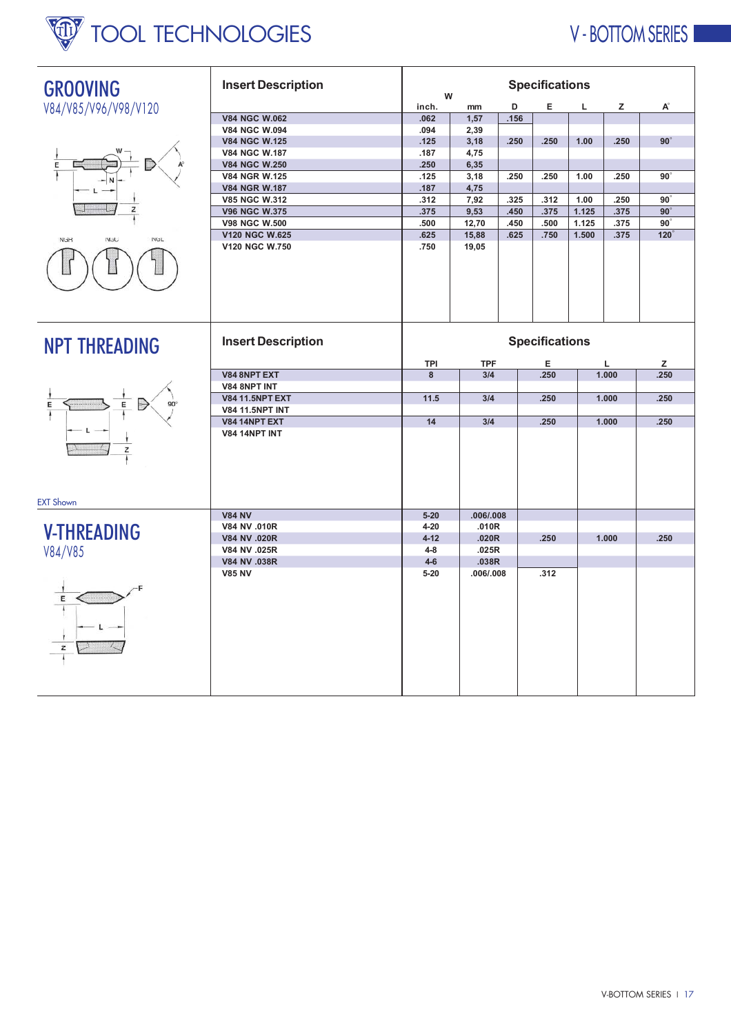# TOOL TECHNOLOGIES

V - BOTTOM SERIES

## GROOVING

V84/V85/V96/V98/V120

| Insert Description | W inch. | W mm | D | E | L | Z | A° |
|---|---|---|---|---|---|---|---|
| V84 NGC W.062 | .062 | 1,57 | .156 | | | | |
| V84 NGC W.094 | .094 | 2,39 | | | | | |
| V84 NGC W.125 | .125 | 3,18 | .250 | .250 | 1.00 | .250 | 90° |
| V84 NGC W.187 | .187 | 4,75 | | | | | |
| V84 NGC W.250 | .250 | 6,35 | | | | | |
| V84 NGR W.125 | .125 | 3,18 | .250 | .250 | 1.00 | .250 | 90° |
| V84 NGR W.187 | .187 | 4,75 | | | | | |
| V85 NGC W.312 | .312 | 7,92 | .325 | .312 | 1.00 | .250 | 90° |
| V96 NGC W.375 | .375 | 9,53 | .450 | .375 | 1.125 | .375 | 90° |
| V98 NGC W.500 | .500 | 12,70 | .450 | .500 | 1.125 | .375 | 90° |
| V120 NGC W.625 | .625 | 15,88 | .625 | .750 | 1.500 | .375 | 120° |
| V120 NGC W.750 | .750 | 19,05 | | | | | |

NGR NGC NGL

## NPT THREADING

| Insert Description | TPI | TPF | E | L | Z |
|---|---|---|---|---|---|
| V84 8NPT EXT | 8 | 3/4 | .250 | 1.000 | .250 |
| V84 8NPT INT | | | | | |
| V84 11.5NPT EXT | 11.5 | 3/4 | .250 | 1.000 | .250 |
| V84 11.5NPT INT | | | | | |
| V84 14NPT EXT | 14 | 3/4 | .250 | 1.000 | .250 |
| V84 14NPT INT | | | | | |

EXT Shown

## V-THREADING

V84/V85

| Insert Description | TPI | TPF | E | L | Z |
|---|---|---|---|---|---|
| V84 NV | 5-20 | .006/.008 | | | |
| V84 NV .010R | 4-20 | .010R | | | |
| V84 NV .020R | 4-12 | .020R | .250 | 1.000 | .250 |
| V84 NV .025R | 4-8 | .025R | | | |
| V84 NV .038R | 4-6 | .038R | | | |
| V85 NV | 5-20 | .006/.008 | .312 | | |